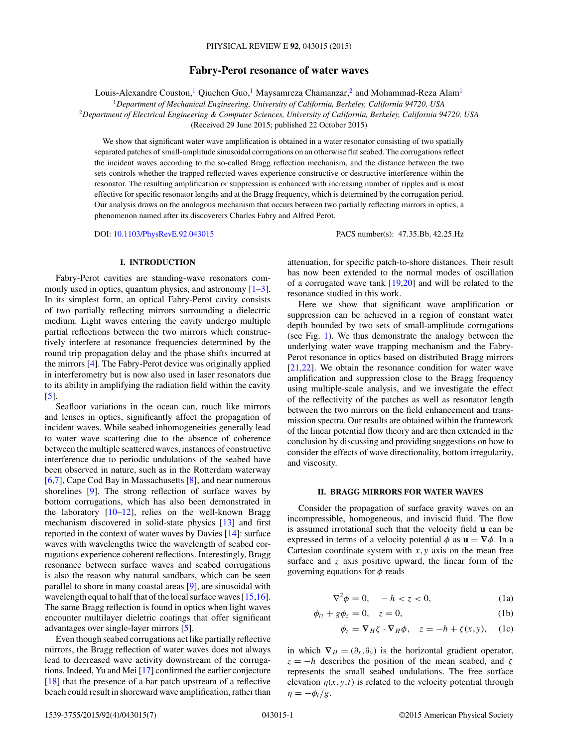# Fabry-Perot resonance of water waves

Louis-Alexandre Couston,[1] Qiuchen Guo,[1] Maysamreza Chamanzar,[2] and Mohammad-Reza Alam[1]

[1]*Department of Mechanical Engineering, University of California, Berkeley, California 94720, USA*

[2]*Department of Electrical Engineering & Computer Sciences, University of California, Berkeley, California 94720, USA*

(Received 29 June 2015; published 22 October 2015)

We show that significant water wave amplification is obtained in a water resonator consisting of two spatially separated patches of small-amplitude sinusoidal corrugations on an otherwise flat seabed. The corrugations reflect the incident waves according to the so-called Bragg reflection mechanism, and the distance between the two sets controls whether the trapped reflected waves experience constructive or destructive interference within the resonator. The resulting amplification or suppression is enhanced with increasing number of ripples and is most effective for specific resonator lengths and at the Bragg frequency, which is determined by the corrugation period. Our analysis draws on the analogous mechanism that occurs between two partially reflecting mirrors in optics, a phenomenon named after its discoverers Charles Fabry and Alfred Perot.

DOI: 10.1103/PhysRevE.92.043015 PACS number(s): 47.35.Bb, 42.25.Hz

## I. INTRODUCTION

Fabry-Perot cavities are standing-wave resonators commonly used in optics, quantum physics, and astronomy [1–3]. In its simplest form, an optical Fabry-Perot cavity consists of two partially reflecting mirrors surrounding a dielectric medium. Light waves entering the cavity undergo multiple partial reflections between the two mirrors which constructively interfere at resonance frequencies determined by the round trip propagation delay and the phase shifts incurred at the mirrors [4]. The Fabry-Perot device was originally applied in interferometry but is now also used in laser resonators due to its ability in amplifying the radiation field within the cavity [5].

Seafloor variations in the ocean can, much like mirrors and lenses in optics, significantly affect the propagation of incident waves. While seabed inhomogeneities generally lead to water wave scattering due to the absence of coherence between the multiple scattered waves, instances of constructive interference due to periodic undulations of the seabed have been observed in nature, such as in the Rotterdam waterway [6,7], Cape Cod Bay in Massachusetts [8], and near numerous shorelines [9]. The strong reflection of surface waves by bottom corrugations, which has also been demonstrated in the laboratory [10–12], relies on the well-known Bragg mechanism discovered in solid-state physics [13] and first reported in the context of water waves by Davies [14]: surface waves with wavelengths twice the wavelength of seabed corrugations experience coherent reflections. Interestingly, Bragg resonance between surface waves and seabed corrugations is also the reason why natural sandbars, which can be seen parallel to shore in many coastal areas [9], are sinusoidal with wavelength equal to half that of the local surface waves [15,16]. The same Bragg reflection is found in optics when light waves encounter multilayer dieletric coatings that offer significant advantages over single-layer mirrors [5].

Even though seabed corrugations act like partially reflective mirrors, the Bragg reflection of water waves does not always lead to decreased wave activity downstream of the corrugations. Indeed, Yu and Mei [17] confirmed the earlier conjecture [18] that the presence of a bar patch upstream of a reflective beach could result in shoreward wave amplification, rather than attenuation, for specific patch-to-shore distances. Their result has now been extended to the normal modes of oscillation of a corrugated wave tank [19,20] and will be related to the resonance studied in this work.

Here we show that significant wave amplification or suppression can be achieved in a region of constant water depth bounded by two sets of small-amplitude corrugations (see Fig. 1). We thus demonstrate the analogy between the underlying water wave trapping mechanism and the Fabry-Perot resonance in optics based on distributed Bragg mirrors [21,22]. We obtain the resonance condition for water wave amplification and suppression close to the Bragg frequency using multiple-scale analysis, and we investigate the effect of the reflectivity of the patches as well as resonator length between the two mirrors on the field enhancement and transmission spectra. Our results are obtained within the framework of the linear potential flow theory and are then extended in the conclusion by discussing and providing suggestions on how to consider the effects of wave directionality, bottom irregularity, and viscosity.

## II. BRAGG MIRRORS FOR WATER WAVES

Consider the propagation of surface gravity waves on an incompressible, homogeneous, and inviscid fluid. The flow is assumed irrotational such that the velocity field $\mathbf{u}$ can be expressed in terms of a velocity potential $\phi$ as $\mathbf{u} = \nabla\phi$. In a Cartesian coordinate system with $x,y$ axis on the mean free surface and $z$ axis positive upward, the linear form of the governing equations for $\phi$ reads

$$\nabla^2\phi = 0, \quad -h < z < 0, \tag{1a}$$

$$\phi_{tt} + g\phi_z = 0, \quad z = 0, \tag{1b}$$

$$\phi_z = \nabla_H\zeta \cdot \nabla_H\phi, \quad z = -h + \zeta(x,y), \tag{1c}$$

in which $\nabla_H = (\partial_x, \partial_y)$ is the horizontal gradient operator, $z = -h$ describes the position of the mean seabed, and $\zeta$ represents the small seabed undulations. The free surface elevation $\eta(x,y,t)$ is related to the velocity potential through $\eta = -\phi_t/g$.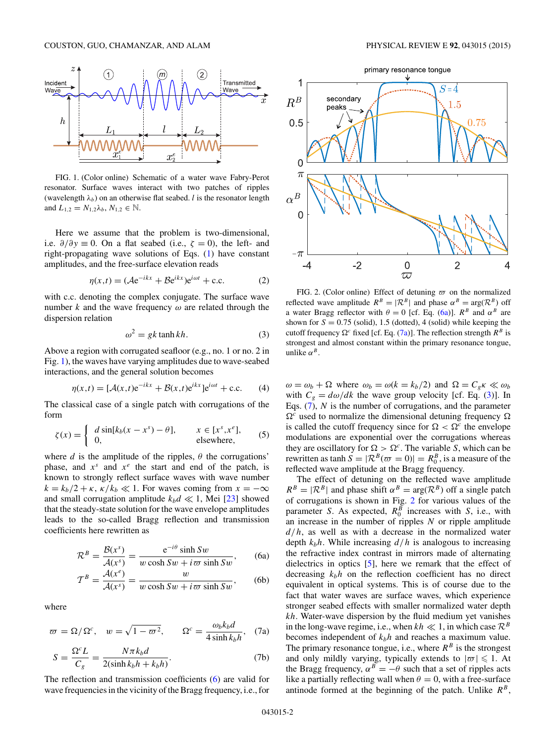FIG. 1. (Color online) Schematic of a water wave Fabry-Perot resonator. Surface waves interact with two patches of ripples (wavelength $\lambda_b$) on an otherwise flat seabed. $l$ is the resonator length and $L_{1,2} = N_{1,2}\lambda_b$, $N_{1,2} \in \mathbb{N}$.

Here we assume that the problem is two-dimensional, i.e. $\partial/\partial y \equiv 0$. On a flat seabed (i.e., $\zeta = 0$), the left- and right-propagating wave solutions of Eqs. (1) have constant amplitudes, and the free-surface elevation reads

$$\eta(x,t) = (\mathcal{A}e^{-ikx} + \mathcal{B}e^{ikx})e^{i\omega t} + \text{c.c.} \tag{2}$$

with c.c. denoting the complex conjugate. The surface wave number $k$ and the wave frequency $\omega$ are related through the dispersion relation

$$\omega^2 = gk \tanh kh. \tag{3}$$

Above a region with corrugated seafloor (e.g., no. 1 or no. 2 in Fig. 1), the waves have varying amplitudes due to wave-seabed interactions, and the general solution becomes

$$\eta(x,t) = [\mathcal{A}(x,t)e^{-ikx} + \mathcal{B}(x,t)e^{ikx}]e^{i\omega t} + \text{c.c.} \tag{4}$$

The classical case of a single patch with corrugations of the form

$$\zeta(x) = \begin{cases} d\sin[k_b(x - x^s) - \theta], & x \in [x^s, x^e], \\ 0, & \text{elsewhere}, \end{cases} \tag{5}$$

where $d$ is the amplitude of the ripples, $\theta$ the corrugations' phase, and $x^s$ and $x^e$ the start and end of the patch, is known to strongly reflect surface waves with wave number $k = k_b/2 + \kappa$, $\kappa/k_b \ll 1$. For waves coming from $x = -\infty$ and small corrugation amplitude $k_b d \ll 1$, Mei [23] showed that the steady-state solution for the wave envelope amplitudes leads to the so-called Bragg reflection and transmission coefficients here rewritten as

$$\mathcal{R}^B = \frac{\mathcal{B}(x^s)}{\mathcal{A}(x^s)} = \frac{e^{-i\theta}\sinh Sw}{w\cosh Sw + i\varpi\sinh Sw}, \tag{6a}$$

$$\mathcal{T}^B = \frac{\mathcal{A}(x^e)}{\mathcal{A}(x^s)} = \frac{w}{w\cosh Sw + i\varpi\sinh Sw}, \tag{6b}$$

where

$$\varpi = \Omega/\Omega^c, \quad w = \sqrt{1-\varpi^2}, \quad \Omega^c = \frac{\omega_b k_b d}{4\sinh k_b h}, \tag{7a}$$

$$S = \frac{\Omega^c L}{C_g} = \frac{N\pi k_b d}{2(\sinh k_b h + k_b h)}. \tag{7b}$$

The reflection and transmission coefficients (6) are valid for wave frequencies in the vicinity of the Bragg frequency, i.e., for $\omega = \omega_b + \Omega$ where $\omega_b = \omega(k = k_b/2)$ and $\Omega = C_g\kappa \ll \omega_b$ with $C_g = d\omega/dk$ the wave group velocity [cf. Eq. (3)]. In Eqs. (7), $N$ is the number of corrugations, and the parameter $\Omega^c$ used to normalize the dimensional detuning frequency $\Omega$ is called the cutoff frequency since for $\Omega < \Omega^c$ the envelope modulations are exponential over the corrugations whereas they are oscillatory for $\Omega > \Omega^c$. The variable $S$, which can be rewritten as $\tanh S = |\mathcal{R}^B(\varpi = 0)| = R_0^B$, is a measure of the reflected wave amplitude at the Bragg frequency.

FIG. 2. (Color online) Effect of detuning $\varpi$ on the normalized reflected wave amplitude $R^B = |\mathcal{R}^B|$ and phase $\alpha^B = \arg(\mathcal{R}^B)$ off a water Bragg reflector with $\theta = 0$ [cf. Eq. (6a)]. $R^B$ and $\alpha^B$ are shown for $S = 0.75$ (solid), 1.5 (dotted), 4 (solid) while keeping the cutoff frequency $\Omega^c$ fixed [cf. Eq. (7a)]. The reflection strength $R^B$ is strongest and almost constant within the primary resonance tongue, unlike $\alpha^B$.

The effect of detuning on the reflected wave amplitude $R^B = |\mathcal{R}^B|$ and phase shift $\alpha^B = \arg(\mathcal{R}^B)$ off a single patch of corrugations is shown in Fig. 2 for various values of the parameter $S$. As expected, $R_0^B$ increases with $S$, i.e., with an increase in the number of ripples $N$ or ripple amplitude $d/h$, as well as with a decrease in the normalized water depth $k_b h$. While increasing $d/h$ is analogous to increasing the refractive index contrast in mirrors made of alternating dielectrics in optics [5], here we remark that the effect of decreasing $k_b h$ on the reflection coefficient has no direct equivalent in optical systems. This is of course due to the fact that water waves are surface waves, which experience stronger seabed effects with smaller normalized water depth $kh$. Water-wave dispersion by the fluid medium yet vanishes in the long-wave regime, i.e., when $kh \ll 1$, in which case $\mathcal{R}^B$ becomes independent of $k_b h$ and reaches a maximum value. The primary resonance tongue, i.e., where $R^B$ is the strongest and only mildly varying, typically extends to $|\varpi| \leqslant 1$. At the Bragg frequency, $\alpha^B = -\theta$ such that a set of ripples acts like a partially reflecting wall when $\theta = 0$, with a free-surface antinode formed at the beginning of the patch. Unlike $R^B$,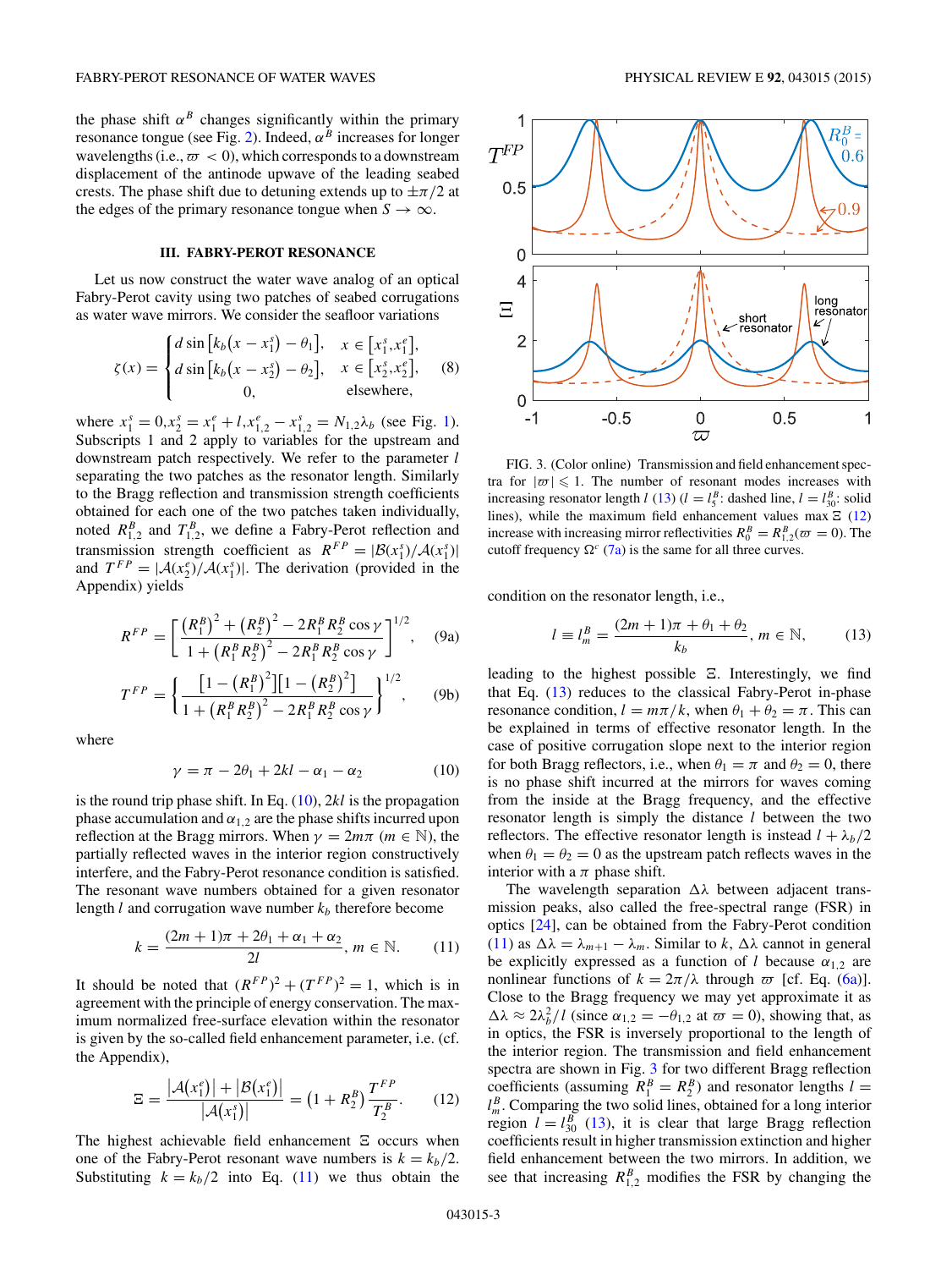the phase shift $\alpha^B$ changes significantly within the primary resonance tongue (see Fig. 2). Indeed, $\alpha^B$ increases for longer wavelengths (i.e., $\varpi < 0$), which corresponds to a downstream displacement of the antinode upwave of the leading seabed crests. The phase shift due to detuning extends up to $\pm\pi/2$ at the edges of the primary resonance tongue when $S \to \infty$.

## III. FABRY-PEROT RESONANCE

Let us now construct the water wave analog of an optical Fabry-Perot cavity using two patches of seabed corrugations as water wave mirrors. We consider the seafloor variations

$$\zeta(x) = \begin{cases} d \sin\left[k_b\left(x - x_1^s\right) - \theta_1\right], & x \in \left[x_1^s, x_1^e\right], \\ d \sin\left[k_b\left(x - x_2^s\right) - \theta_2\right], & x \in \left[x_2^s, x_2^e\right], \\ 0, & \text{elsewhere}, \end{cases} \quad (8)$$

where $x_1^s = 0, x_2^s = x_1^e + l, x_{1,2}^e - x_{1,2}^s = N_{1,2}\lambda_b$ (see Fig. 1). Subscripts 1 and 2 apply to variables for the upstream and downstream patch respectively. We refer to the parameter $l$ separating the two patches as the resonator length. Similarly to the Bragg reflection and transmission strength coefficients obtained for each one of the two patches taken individually, noted $R_{1,2}^B$ and $T_{1,2}^B$, we define a Fabry-Perot reflection and transmission strength coefficient as $R^{FP} = |\mathcal{B}(x_1^s)/\mathcal{A}(x_1^s)|$ and $T^{FP} = |\mathcal{A}(x_2^e)/\mathcal{A}(x_1^s)|$. The derivation (provided in the Appendix) yields

$$R^{FP} = \left[\frac{\left(R_1^B\right)^2 + \left(R_2^B\right)^2 - 2R_1^B R_2^B \cos\gamma}{1 + \left(R_1^B R_2^B\right)^2 - 2R_1^B R_2^B \cos\gamma}\right]^{1/2}, \quad (9a)$$

$$T^{FP} = \left\{\frac{\left[1 - \left(R_1^B\right)^2\right]\left[1 - \left(R_2^B\right)^2\right]}{1 + \left(R_1^B R_2^B\right)^2 - 2R_1^B R_2^B \cos\gamma}\right\}^{1/2}, \quad (9b)$$

where

$$\gamma = \pi - 2\theta_1 + 2kl - \alpha_1 - \alpha_2 \quad (10)$$

is the round trip phase shift. In Eq. (10), $2kl$ is the propagation phase accumulation and $\alpha_{1,2}$ are the phase shifts incurred upon reflection at the Bragg mirrors. When $\gamma = 2m\pi$ ($m \in \mathbb{N}$), the partially reflected waves in the interior region constructively interfere, and the Fabry-Perot resonance condition is satisfied. The resonant wave numbers obtained for a given resonator length $l$ and corrugation wave number $k_b$ therefore become

$$k = \frac{(2m+1)\pi + 2\theta_1 + \alpha_1 + \alpha_2}{2l}, \; m \in \mathbb{N}. \quad (11)$$

It should be noted that $(R^{FP})^2 + (T^{FP})^2 = 1$, which is in agreement with the principle of energy conservation. The maximum normalized free-surface elevation within the resonator is given by the so-called field enhancement parameter, i.e. (cf. the Appendix),

$$\Xi = \frac{\left|\mathcal{A}\left(x_1^e\right)\right| + \left|\mathcal{B}\left(x_1^e\right)\right|}{\left|\mathcal{A}\left(x_1^s\right)\right|} = \left(1 + R_2^B\right)\frac{T^{FP}}{T_2^B}. \quad (12)$$

The highest achievable field enhancement $\Xi$ occurs when one of the Fabry-Perot resonant wave numbers is $k = k_b/2$. Substituting $k = k_b/2$ into Eq. (11) we thus obtain the condition on the resonator length, i.e.,

$$l \equiv l_m^B = \frac{(2m+1)\pi + \theta_1 + \theta_2}{k_b}, \; m \in \mathbb{N}, \quad (13)$$

leading to the highest possible $\Xi$. Interestingly, we find that Eq. (13) reduces to the classical Fabry-Perot in-phase resonance condition, $l = m\pi/k$, when $\theta_1 + \theta_2 = \pi$. This can be explained in terms of effective resonator length. In the case of positive corrugation slope next to the interior region for both Bragg reflectors, i.e., when $\theta_1 = \pi$ and $\theta_2 = 0$, there is no phase shift incurred at the mirrors for waves coming from the inside at the Bragg frequency, and the effective resonator length is simply the distance $l$ between the two reflectors. The effective resonator length is instead $l + \lambda_b/2$ when $\theta_1 = \theta_2 = 0$ as the upstream patch reflects waves in the interior with a $\pi$ phase shift.

The wavelength separation $\Delta\lambda$ between adjacent transmission peaks, also called the free-spectral range (FSR) in optics [24], can be obtained from the Fabry-Perot condition (11) as $\Delta\lambda = \lambda_{m+1} - \lambda_m$. Similar to $k$, $\Delta\lambda$ cannot in general be explicitly expressed as a function of $l$ because $\alpha_{1,2}$ are nonlinear functions of $k = 2\pi/\lambda$ through $\varpi$ [cf. Eq. (6a)]. Close to the Bragg frequency we may yet approximate it as $\Delta\lambda \approx 2\lambda_b^2/l$ (since $\alpha_{1,2} = -\theta_{1,2}$ at $\varpi = 0$), showing that, as in optics, the FSR is inversely proportional to the length of the interior region. The transmission and field enhancement spectra are shown in Fig. 3 for two different Bragg reflection coefficients (assuming $R_1^B = R_2^B$) and resonator lengths $l = l_m^B$. Comparing the two solid lines, obtained for a long interior region $l = l_{30}^B$ (13), it is clear that large Bragg reflection coefficients result in higher transmission extinction and higher field enhancement between the two mirrors. In addition, we see that increasing $R_{1,2}^B$ modifies the FSR by changing the

FIG. 3. (Color online) Transmission and field enhancement spectra for $|\varpi| \leqslant 1$. The number of resonant modes increases with increasing resonator length $l$ (13) ($l = l_5^B$: dashed line, $l = l_{30}^B$: solid lines), while the maximum field enhancement values max $\Xi$ (12) increase with increasing mirror reflectivities $R_0^B = R_{1,2}^B(\varpi = 0)$. The cutoff frequency $\Omega^c$ (7a) is the same for all three curves.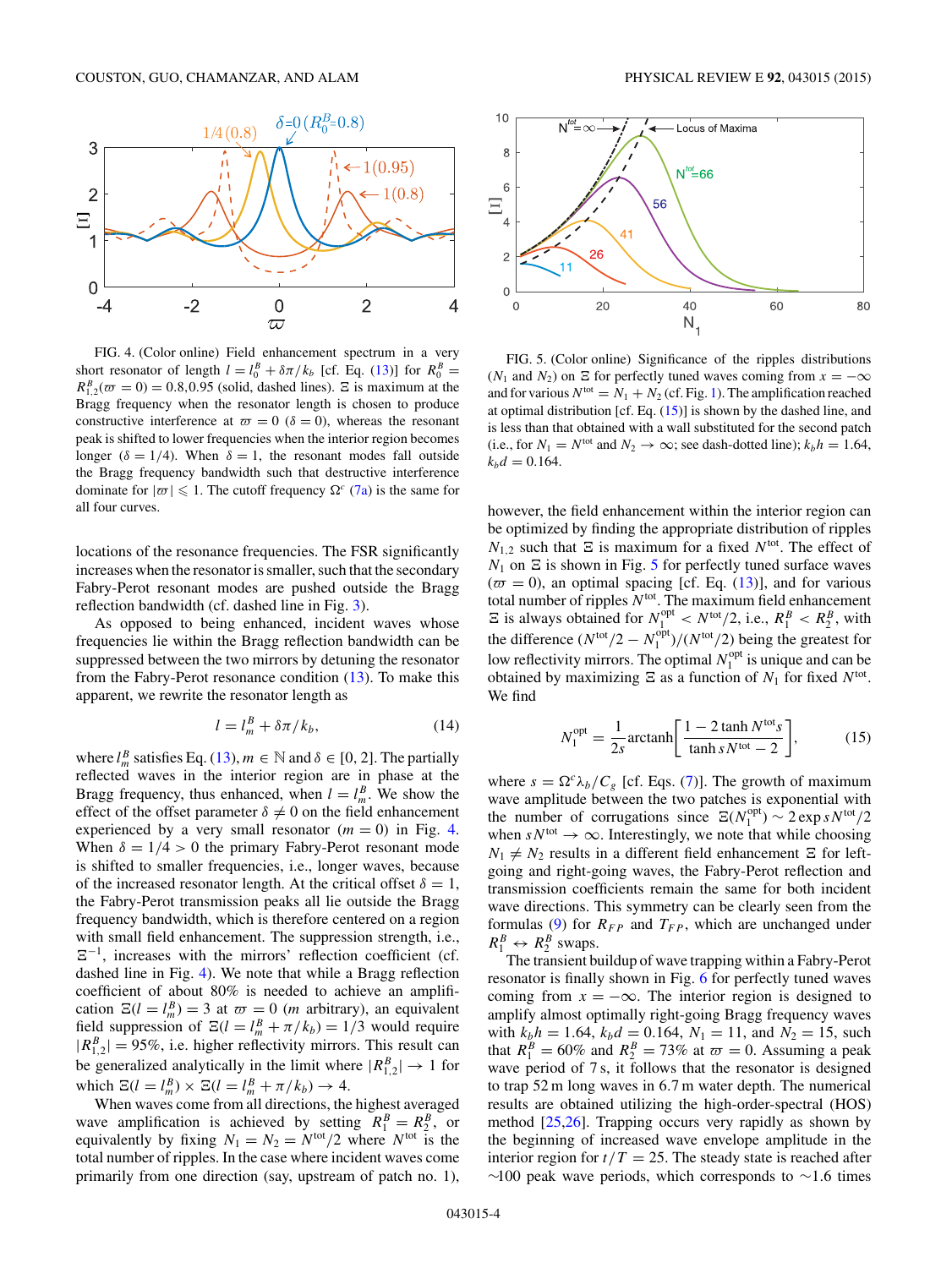FIG. 4. (Color online) Field enhancement spectrum in a very short resonator of length $l = l_0^B + \delta\pi/k_b$ [cf. Eq. (13)] for $R_0^B = R_{1,2}^B(\varpi = 0) = 0.8, 0.95$ (solid, dashed lines). $\Xi$ is maximum at the Bragg frequency when the resonator length is chosen to produce constructive interference at $\varpi = 0$ ($\delta = 0$), whereas the resonant peak is shifted to lower frequencies when the interior region becomes longer ($\delta = 1/4$). When $\delta = 1$, the resonant modes fall outside the Bragg frequency bandwidth such that destructive interference dominate for $|\varpi| \leqslant 1$. The cutoff frequency $\Omega^c$ (7a) is the same for all four curves.

locations of the resonance frequencies. The FSR significantly increases when the resonator is smaller, such that the secondary Fabry-Perot resonant modes are pushed outside the Bragg reflection bandwidth (cf. dashed line in Fig. 3).

As opposed to being enhanced, incident waves whose frequencies lie within the Bragg reflection bandwidth can be suppressed between the two mirrors by detuning the resonator from the Fabry-Perot resonance condition (13). To make this apparent, we rewrite the resonator length as

$$l = l_m^B + \delta\pi/k_b, \tag{14}$$

where $l_m^B$ satisfies Eq. (13), $m \in \mathbb{N}$ and $\delta \in [0,2]$. The partially reflected waves in the interior region are in phase at the Bragg frequency, thus enhanced, when $l = l_m^B$. We show the effect of the offset parameter $\delta \neq 0$ on the field enhancement experienced by a very small resonator ($m = 0$) in Fig. 4. When $\delta = 1/4 > 0$ the primary Fabry-Perot resonant mode is shifted to smaller frequencies, i.e., longer waves, because of the increased resonator length. At the critical offset $\delta = 1$, the Fabry-Perot transmission peaks all lie outside the Bragg frequency bandwidth, which is therefore centered on a region with small field enhancement. The suppression strength, i.e., $\Xi^{-1}$, increases with the mirrors' reflection coefficient (cf. dashed line in Fig. 4). We note that while a Bragg reflection coefficient of about 80% is needed to achieve an amplification $\Xi(l = l_m^B) = 3$ at $\varpi = 0$ ($m$ arbitrary), an equivalent field suppression of $\Xi(l = l_m^B + \pi/k_b) = 1/3$ would require $|R_{1,2}^B| = 95\%$, i.e. higher reflectivity mirrors. This result can be generalized analytically in the limit where $|R_{1,2}^B| \to 1$ for which $\Xi(l = l_m^B) \times \Xi(l = l_m^B + \pi/k_b) \to 4$.

When waves come from all directions, the highest averaged wave amplification is achieved by setting $R_1^B = R_2^B$, or equivalently by fixing $N_1 = N_2 = N^{\text{tot}}/2$ where $N^{\text{tot}}$ is the total number of ripples. In the case where incident waves come primarily from one direction (say, upstream of patch no. 1), however, the field enhancement within the interior region can be optimized by finding the appropriate distribution of ripples $N_{1,2}$ such that $\Xi$ is maximum for a fixed $N^{\text{tot}}$. The effect of $N_1$ on $\Xi$ is shown in Fig. 5 for perfectly tuned surface waves ($\varpi = 0$), an optimal spacing [cf. Eq. (13)], and for various total number of ripples $N^{\text{tot}}$. The maximum field enhancement $\Xi$ is always obtained for $N_1^{\text{opt}} < N^{\text{tot}}/2$, i.e., $R_1^B < R_2^B$, with the difference $(N^{\text{tot}}/2 - N_1^{\text{opt}})/(N^{\text{tot}}/2)$ being the greatest for low reflectivity mirrors. The optimal $N_1^{\text{opt}}$ is unique and can be obtained by maximizing $\Xi$ as a function of $N_1$ for fixed $N^{\text{tot}}$. We find

FIG. 5. (Color online) Significance of the ripples distributions ($N_1$ and $N_2$) on $\Xi$ for perfectly tuned waves coming from $x = -\infty$ and for various $N^{\text{tot}} = N_1 + N_2$ (cf. Fig. 1). The amplification reached at optimal distribution [cf. Eq. (15)] is shown by the dashed line, and is less than that obtained with a wall substituted for the second patch (i.e., for $N_1 = N^{\text{tot}}$ and $N_2 \to \infty$; see dash-dotted line); $k_b h = 1.64$, $k_b d = 0.164$.

$$N_1^{\text{opt}} = \frac{1}{2s}\text{arctanh}\left[\frac{1 - 2\tanh N^{\text{tot}}s}{\tanh sN^{\text{tot}} - 2}\right], \tag{15}$$

where $s = \Omega^c \lambda_b / C_g$ [cf. Eqs. (7)]. The growth of maximum wave amplitude between the two patches is exponential with the number of corrugations since $\Xi(N_1^{\text{opt}}) \sim 2\exp sN^{\text{tot}}/2$ when $sN^{\text{tot}} \to \infty$. Interestingly, we note that while choosing $N_1 \neq N_2$ results in a different field enhancement $\Xi$ for left-going and right-going waves, the Fabry-Perot reflection and transmission coefficients remain the same for both incident wave directions. This symmetry can be clearly seen from the formulas (9) for $R_{FP}$ and $T_{FP}$, which are unchanged under $R_1^B \leftrightarrow R_2^B$ swaps.

The transient buildup of wave trapping within a Fabry-Perot resonator is finally shown in Fig. 6 for perfectly tuned waves coming from $x = -\infty$. The interior region is designed to amplify almost optimally right-going Bragg frequency waves with $k_b h = 1.64$, $k_b d = 0.164$, $N_1 = 11$, and $N_2 = 15$, such that $R_1^B = 60\%$ and $R_2^B = 73\%$ at $\varpi = 0$. Assuming a peak wave period of 7 s, it follows that the resonator is designed to trap 52 m long waves in 6.7 m water depth. The numerical results are obtained utilizing the high-order-spectral (HOS) method [25,26]. Trapping occurs very rapidly as shown by the beginning of increased wave envelope amplitude in the interior region for $t/T = 25$. The steady state is reached after ~100 peak wave periods, which corresponds to ~1.6 times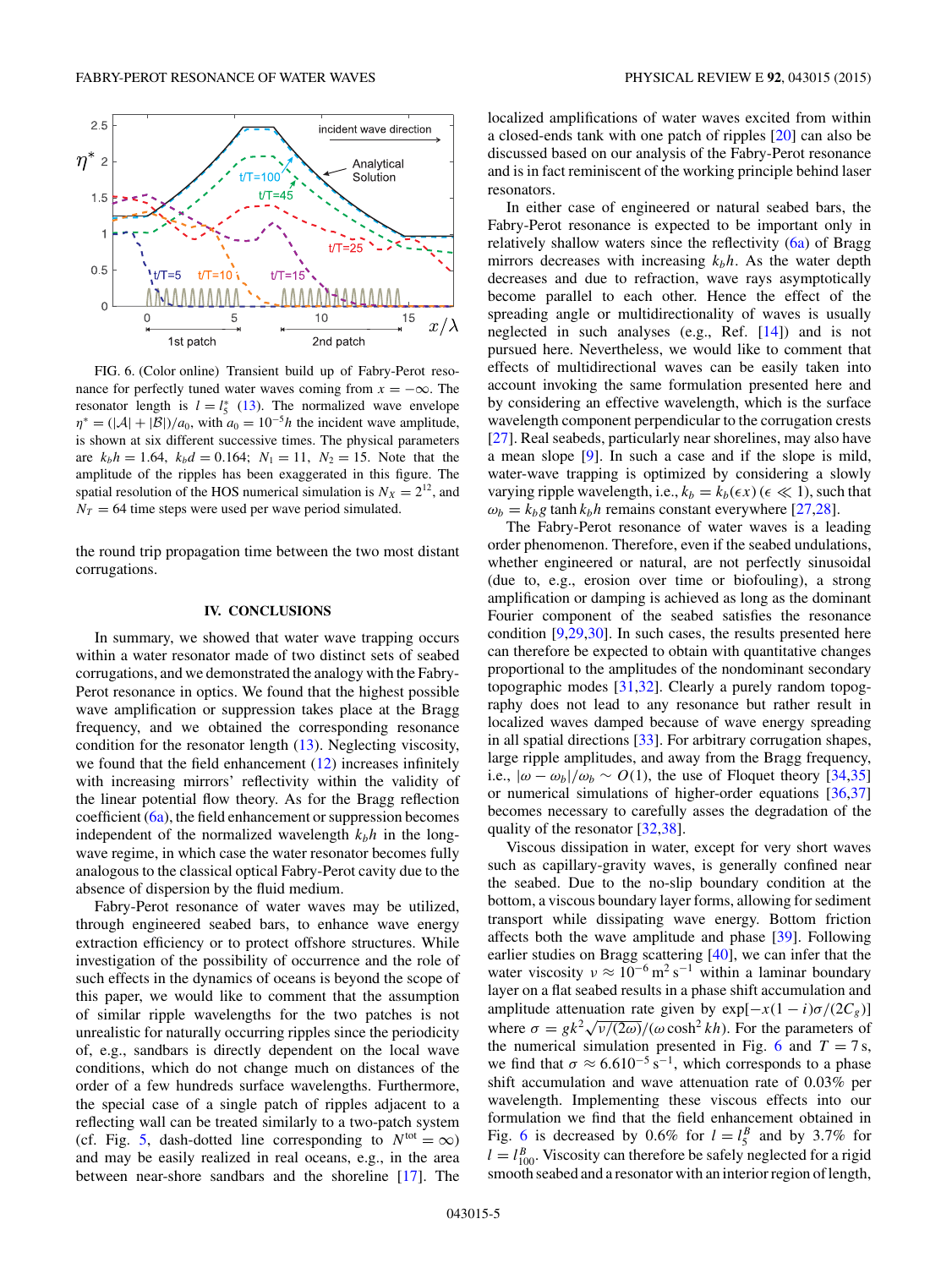FIG. 6. (Color online) Transient build up of Fabry-Perot resonance for perfectly tuned water waves coming from $x = -\infty$. The resonator length is $l = l_5^s$ (13). The normalized wave envelope $\eta^* = (|\mathcal{A}| + |\mathcal{B}|)/a_0$, with $a_0 = 10^{-5}h$ the incident wave amplitude, is shown at six different successive times. The physical parameters are $k_b h = 1.64$, $k_b d = 0.164$; $N_1 = 11$, $N_2 = 15$. Note that the amplitude of the ripples has been exaggerated in this figure. The spatial resolution of the HOS numerical simulation is $N_X = 2^{12}$, and $N_T = 64$ time steps were used per wave period simulated.

the round trip propagation time between the two most distant corrugations.

## IV. CONCLUSIONS

In summary, we showed that water wave trapping occurs within a water resonator made of two distinct sets of seabed corrugations, and we demonstrated the analogy with the Fabry-Perot resonance in optics. We found that the highest possible wave amplification or suppression takes place at the Bragg frequency, and we obtained the corresponding resonance condition for the resonator length (13). Neglecting viscosity, we found that the field enhancement (12) increases infinitely with increasing mirrors' reflectivity within the validity of the linear potential flow theory. As for the Bragg reflection coefficient (6a), the field enhancement or suppression becomes independent of the normalized wavelength $k_b h$ in the long-wave regime, in which case the water resonator becomes fully analogous to the classical optical Fabry-Perot cavity due to the absence of dispersion by the fluid medium.

Fabry-Perot resonance of water waves may be utilized, through engineered seabed bars, to enhance wave energy extraction efficiency or to protect offshore structures. While investigation of the possibility of occurrence and the role of such effects in the dynamics of oceans is beyond the scope of this paper, we would like to comment that the assumption of similar ripple wavelengths for the two patches is not unrealistic for naturally occurring ripples since the periodicity of, e.g., sandbars is directly dependent on the local wave conditions, which do not change much on distances of the order of a few hundreds surface wavelengths. Furthermore, the special case of a single patch of ripples adjacent to a reflecting wall can be treated similarly to a two-patch system (cf. Fig. 5, dash-dotted line corresponding to $N^{\text{tot}} = \infty$) and may be easily realized in real oceans, e.g., in the area between near-shore sandbars and the shoreline [17]. The localized amplifications of water waves excited from within a closed-ends tank with one patch of ripples [20] can also be discussed based on our analysis of the Fabry-Perot resonance and is in fact reminiscent of the working principle behind laser resonators.

In either case of engineered or natural seabed bars, the Fabry-Perot resonance is expected to be important only in relatively shallow waters since the reflectivity (6a) of Bragg mirrors decreases with increasing $k_b h$. As the water depth decreases and due to refraction, wave rays asymptotically become parallel to each other. Hence the effect of the spreading angle or multidirectionality of waves is usually neglected in such analyses (e.g., Ref. [14]) and is not pursued here. Nevertheless, we would like to comment that effects of multidirectional waves can be easily taken into account invoking the same formulation presented here and by considering an effective wavelength, which is the surface wavelength component perpendicular to the corrugation crests [27]. Real seabeds, particularly near shorelines, may also have a mean slope [9]. In such a case and if the slope is mild, water-wave trapping is optimized by considering a slowly varying ripple wavelength, i.e., $k_b = k_b(\epsilon x)$ $(\epsilon \ll 1)$, such that $\omega_b = k_b g \tanh k_b h$ remains constant everywhere [27,28].

The Fabry-Perot resonance of water waves is a leading order phenomenon. Therefore, even if the seabed undulations, whether engineered or natural, are not perfectly sinusoidal (due to, e.g., erosion over time or biofouling), a strong amplification or damping is achieved as long as the dominant Fourier component of the seabed satisfies the resonance condition [9,29,30]. In such cases, the results presented here can therefore be expected to obtain with quantitative changes proportional to the amplitudes of the nondominant secondary topographic modes [31,32]. Clearly a purely random topography does not lead to any resonance but rather result in localized waves damped because of wave energy spreading in all spatial directions [33]. For arbitrary corrugation shapes, large ripple amplitudes, and away from the Bragg frequency, i.e., $|\omega - \omega_b|/\omega_b \sim O(1)$, the use of Floquet theory [34,35] or numerical simulations of higher-order equations [36,37] becomes necessary to carefully asses the degradation of the quality of the resonator [32,38].

Viscous dissipation in water, except for very short waves such as capillary-gravity waves, is generally confined near the seabed. Due to the no-slip boundary condition at the bottom, a viscous boundary layer forms, allowing for sediment transport while dissipating wave energy. Bottom friction affects both the wave amplitude and phase [39]. Following earlier studies on Bragg scattering [40], we can infer that the water viscosity $\nu \approx 10^{-6}\,\text{m}^2\,\text{s}^{-1}$ within a laminar boundary layer on a flat seabed results in a phase shift accumulation and amplitude attenuation rate given by $\exp[-x(1-i)\sigma/(2C_g)]$ where $\sigma = gk^2\sqrt{\nu/(2\omega)}/(\omega \cosh^2 kh)$. For the parameters of the numerical simulation presented in Fig. 6 and $T = 7\,\text{s}$, we find that $\sigma \approx 6.610^{-5}\,\text{s}^{-1}$, which corresponds to a phase shift accumulation and wave attenuation rate of 0.03% per wavelength. Implementing these viscous effects into our formulation we find that the field enhancement obtained in Fig. 6 is decreased by 0.6% for $l = l_5^B$ and by 3.7% for $l = l_{100}^B$. Viscosity can therefore be safely neglected for a rigid smooth seabed and a resonator with an interior region of length,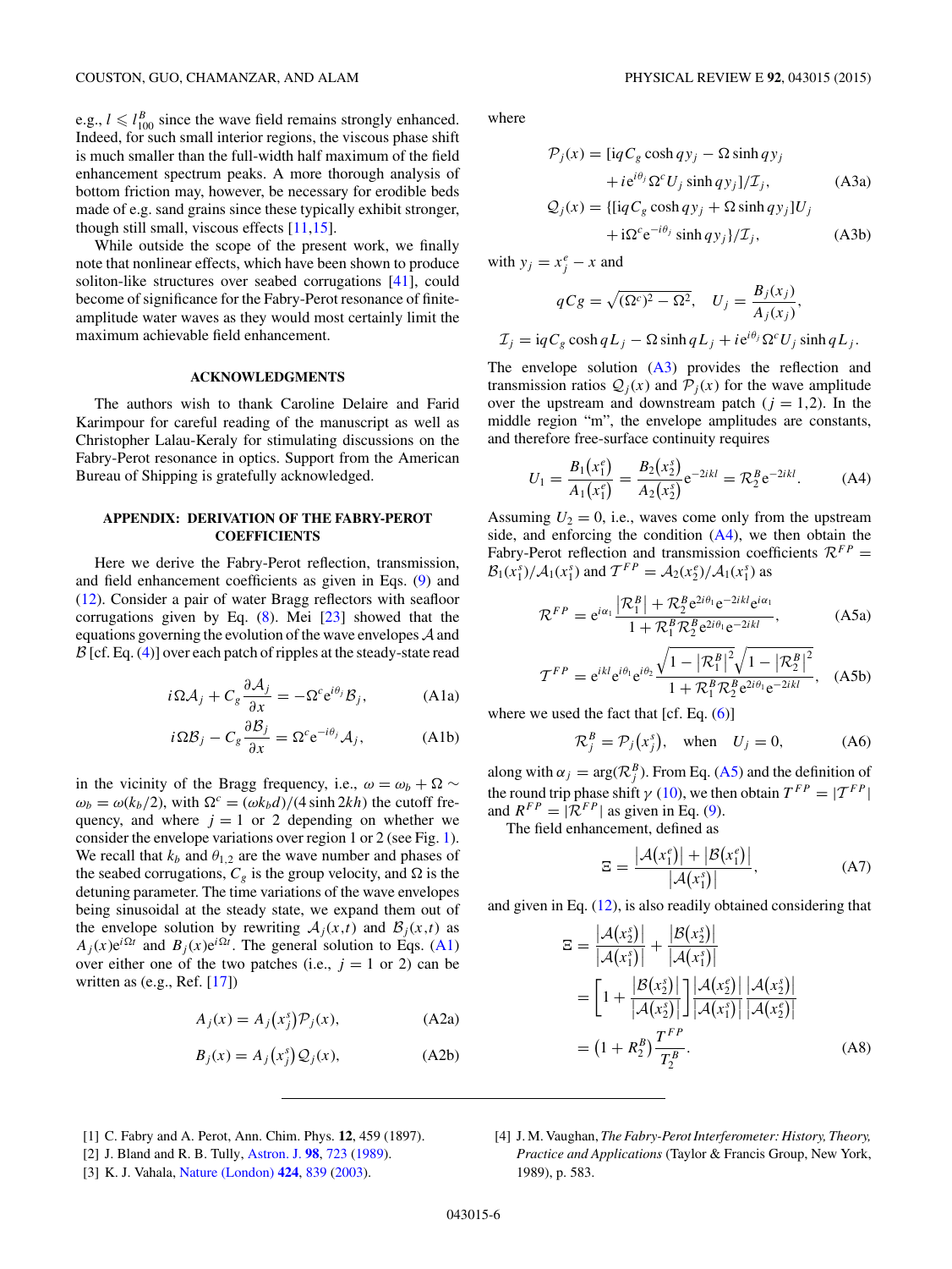e.g., $l \leqslant l_{100}^B$ since the wave field remains strongly enhanced. Indeed, for such small interior regions, the viscous phase shift is much smaller than the full-width half maximum of the field enhancement spectrum peaks. A more thorough analysis of bottom friction may, however, be necessary for erodible beds made of e.g. sand grains since these typically exhibit stronger, though still small, viscous effects [11,15].

While outside the scope of the present work, we finally note that nonlinear effects, which have been shown to produce soliton-like structures over seabed corrugations [41], could become of significance for the Fabry-Perot resonance of finite-amplitude water waves as they would most certainly limit the maximum achievable field enhancement.

## ACKNOWLEDGMENTS

The authors wish to thank Caroline Delaire and Farid Karimpour for careful reading of the manuscript as well as Christopher Lalau-Keraly for stimulating discussions on the Fabry-Perot resonance in optics. Support from the American Bureau of Shipping is gratefully acknowledged.

## APPENDIX: DERIVATION OF THE FABRY-PEROT COEFFICIENTS

Here we derive the Fabry-Perot reflection, transmission, and field enhancement coefficients as given in Eqs. (9) and (12). Consider a pair of water Bragg reflectors with seafloor corrugations given by Eq. (8). Mei [23] showed that the equations governing the evolution of the wave envelopes $\mathcal{A}$ and $\mathcal{B}$ [cf. Eq. (4)] over each patch of ripples at the steady-state read

$$i\Omega \mathcal{A}_j + C_g \frac{\partial \mathcal{A}_j}{\partial x} = -\Omega^c e^{i\theta_j} \mathcal{B}_j, \tag{A1a}$$

$$i\Omega \mathcal{B}_j - C_g \frac{\partial \mathcal{B}_j}{\partial x} = \Omega^c e^{-i\theta_j} \mathcal{A}_j, \tag{A1b}$$

in the vicinity of the Bragg frequency, i.e., $\omega = \omega_b + \Omega \sim \omega_b = \omega(k_b/2)$, with $\Omega^c = (\omega k_b d)/(4 \sinh 2kh)$ the cutoff frequency, and where $j = 1$ or $2$ depending on whether we consider the envelope variations over region 1 or 2 (see Fig. 1). We recall that $k_b$ and $\theta_{1,2}$ are the wave number and phases of the seabed corrugations, $C_g$ is the group velocity, and $\Omega$ is the detuning parameter. The time variations of the wave envelopes being sinusoidal at the steady state, we expand them out of the envelope solution by rewriting $\mathcal{A}_j(x,t)$ and $\mathcal{B}_j(x,t)$ as $A_j(x)e^{i\Omega t}$ and $B_j(x)e^{i\Omega t}$. The general solution to Eqs. (A1) over either one of the two patches (i.e., $j = 1$ or $2$) can be written as (e.g., Ref. [17])

$$A_j(x) = A_j(x_j^s)\mathcal{P}_j(x), \tag{A2a}$$

$$B_j(x) = A_j(x_j^s)\mathcal{Q}_j(x), \tag{A2b}$$

where

$$\begin{aligned}\mathcal{P}_j(x) = [&iqC_g \cosh qy_j - \Omega \sinh qy_j \\ &+ i e^{i\theta_j}\Omega^c U_j \sinh qy_j]/\mathcal{I}_j,\end{aligned} \tag{A3a}$$

$$\begin{aligned}\mathcal{Q}_j(x) = \{&[iqC_g \cosh qy_j + \Omega \sinh qy_j]U_j \\ &+ i\Omega^c e^{-i\theta_j} \sinh qy_j\}/\mathcal{I}_j,\end{aligned} \tag{A3b}$$

with $y_j = x_j^e - x$ and

$$qCg = \sqrt{(\Omega^c)^2 - \Omega^2}, \quad U_j = \frac{B_j(x_j)}{A_j(x_j)},$$

$$\mathcal{I}_j = iqC_g \cosh qL_j - \Omega \sinh qL_j + i e^{i\theta_j}\Omega^c U_j \sinh qL_j.$$

The envelope solution (A3) provides the reflection and transmission ratios $\mathcal{Q}_j(x)$ and $\mathcal{P}_j(x)$ for the wave amplitude over the upstream and downstream patch ($j = 1,2$). In the middle region "m", the envelope amplitudes are constants, and therefore free-surface continuity requires

$$U_1 = \frac{B_1(x_1^e)}{A_1(x_1^e)} = \frac{B_2(x_2^s)}{A_2(x_2^s)} e^{-2ikl} = \mathcal{R}_2^B e^{-2ikl}. \tag{A4}$$

Assuming $U_2 = 0$, i.e., waves come only from the upstream side, and enforcing the condition (A4), we then obtain the Fabry-Perot reflection and transmission coefficients $\mathcal{R}^{FP} = \mathcal{B}_1(x_1^s)/\mathcal{A}_1(x_1^s)$ and $\mathcal{T}^{FP} = \mathcal{A}_2(x_2^e)/\mathcal{A}_1(x_1^s)$ as

$$\mathcal{R}^{FP} = e^{i\alpha_1} \frac{|\mathcal{R}_1^B| + \mathcal{R}_2^B e^{2i\theta_1} e^{-2ikl} e^{i\alpha_1}}{1 + \mathcal{R}_1^B \mathcal{R}_2^B e^{2i\theta_1} e^{-2ikl}}, \tag{A5a}$$

$$\mathcal{T}^{FP} = e^{ikl} e^{i\theta_1} e^{i\theta_2} \frac{\sqrt{1 - |\mathcal{R}_1^B|^2}\sqrt{1 - |\mathcal{R}_2^B|^2}}{1 + \mathcal{R}_1^B \mathcal{R}_2^B e^{2i\theta_1} e^{-2ikl}}, \tag{A5b}$$

where we used the fact that [cf. Eq. (6)]

$$\mathcal{R}_j^B = \mathcal{P}_j(x_j^s), \quad \text{when} \quad U_j = 0, \tag{A6}$$

along with $\alpha_j = \arg(\mathcal{R}_j^B)$. From Eq. (A5) and the definition of the round trip phase shift $\gamma$ (10), we then obtain $T^{FP} = |\mathcal{T}^{FP}|$ and $R^{FP} = |\mathcal{R}^{FP}|$ as given in Eq. (9).

The field enhancement, defined as

$$\Xi = \frac{|\mathcal{A}(x_1^e)| + |\mathcal{B}(x_1^e)|}{|\mathcal{A}(x_1^s)|}, \tag{A7}$$

and given in Eq. (12), is also readily obtained considering that

$$\begin{aligned}\Xi &= \frac{|\mathcal{A}(x_2^s)|}{|\mathcal{A}(x_1^s)|} + \frac{|\mathcal{B}(x_2^s)|}{|\mathcal{A}(x_1^s)|} \\ &= \left[1 + \frac{|\mathcal{B}(x_2^s)|}{|\mathcal{A}(x_2^s)|}\right] \frac{|\mathcal{A}(x_2^e)|}{|\mathcal{A}(x_1^s)|} \frac{|\mathcal{A}(x_2^s)|}{|\mathcal{A}(x_2^e)|} \\ &= \left(1 + R_2^B\right)\frac{T^{FP}}{T_2^B}.\end{aligned} \tag{A8}$$

---

[1] C. Fabry and A. Perot, Ann. Chim. Phys. **12**, 459 (1897).

[2] J. Bland and R. B. Tully, Astron. J. **98**, 723 (1989).

[3] K. J. Vahala, Nature (London) **424**, 839 (2003).

[4] J. M. Vaughan, *The Fabry-Perot Interferometer: History, Theory, Practice and Applications* (Taylor & Francis Group, New York, 1989), p. 583.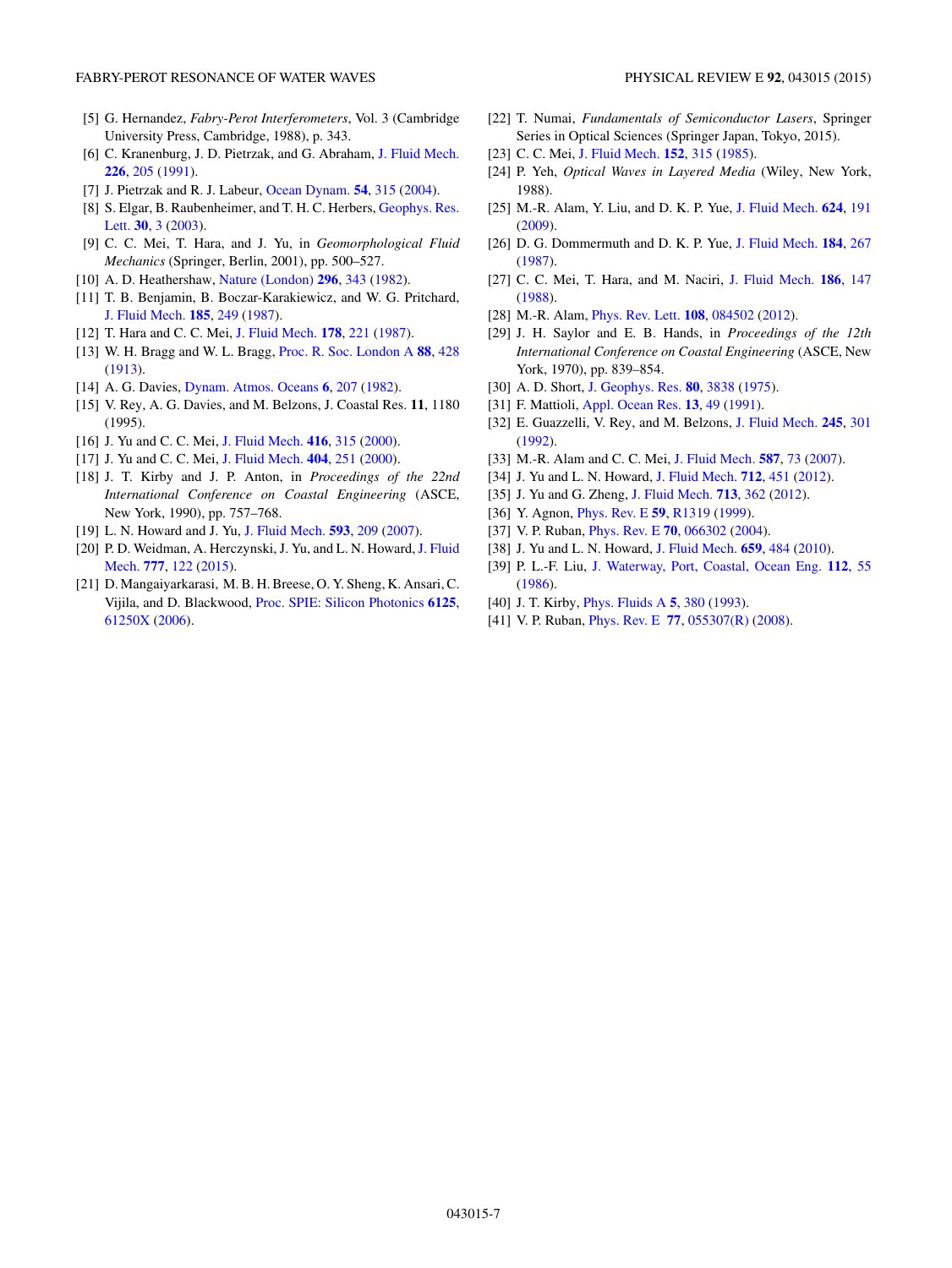[5] G. Hernandez, *Fabry-Perot Interferometers*, Vol. 3 (Cambridge University Press, Cambridge, 1988), p. 343.

[6] C. Kranenburg, J. D. Pietrzak, and G. Abraham, J. Fluid Mech. **226**, 205 (1991).

[7] J. Pietrzak and R. J. Labeur, Ocean Dynam. **54**, 315 (2004).

[8] S. Elgar, B. Raubenheimer, and T. H. C. Herbers, Geophys. Res. Lett. **30**, 3 (2003).

[9] C. C. Mei, T. Hara, and J. Yu, in *Geomorphological Fluid Mechanics* (Springer, Berlin, 2001), pp. 500–527.

[10] A. D. Heathershaw, Nature (London) **296**, 343 (1982).

[11] T. B. Benjamin, B. Boczar-Karakiewicz, and W. G. Pritchard, J. Fluid Mech. **185**, 249 (1987).

[12] T. Hara and C. C. Mei, J. Fluid Mech. **178**, 221 (1987).

[13] W. H. Bragg and W. L. Bragg, Proc. R. Soc. London A **88**, 428 (1913).

[14] A. G. Davies, Dynam. Atmos. Oceans **6**, 207 (1982).

[15] V. Rey, A. G. Davies, and M. Belzons, J. Coastal Res. **11**, 1180 (1995).

[16] J. Yu and C. C. Mei, J. Fluid Mech. **416**, 315 (2000).

[17] J. Yu and C. C. Mei, J. Fluid Mech. **404**, 251 (2000).

[18] J. T. Kirby and J. P. Anton, in *Proceedings of the 22nd International Conference on Coastal Engineering* (ASCE, New York, 1990), pp. 757–768.

[19] L. N. Howard and J. Yu, J. Fluid Mech. **593**, 209 (2007).

[20] P. D. Weidman, A. Herczynski, J. Yu, and L. N. Howard, J. Fluid Mech. **777**, 122 (2015).

[21] D. Mangaiyarkarasi, M. B. H. Breese, O. Y. Sheng, K. Ansari, C. Vijila, and D. Blackwood, Proc. SPIE: Silicon Photonics **6125**, 61250X (2006).

[22] T. Numai, *Fundamentals of Semiconductor Lasers*, Springer Series in Optical Sciences (Springer Japan, Tokyo, 2015).

[23] C. C. Mei, J. Fluid Mech. **152**, 315 (1985).

[24] P. Yeh, *Optical Waves in Layered Media* (Wiley, New York, 1988).

[25] M.-R. Alam, Y. Liu, and D. K. P. Yue, J. Fluid Mech. **624**, 191 (2009).

[26] D. G. Dommermuth and D. K. P. Yue, J. Fluid Mech. **184**, 267 (1987).

[27] C. C. Mei, T. Hara, and M. Naciri, J. Fluid Mech. **186**, 147 (1988).

[28] M.-R. Alam, Phys. Rev. Lett. **108**, 084502 (2012).

[29] J. H. Saylor and E. B. Hands, in *Proceedings of the 12th International Conference on Coastal Engineering* (ASCE, New York, 1970), pp. 839–854.

[30] A. D. Short, J. Geophys. Res. **80**, 3838 (1975).

[31] F. Mattioli, Appl. Ocean Res. **13**, 49 (1991).

[32] E. Guazzelli, V. Rey, and M. Belzons, J. Fluid Mech. **245**, 301 (1992).

[33] M.-R. Alam and C. C. Mei, J. Fluid Mech. **587**, 73 (2007).

[34] J. Yu and L. N. Howard, J. Fluid Mech. **712**, 451 (2012).

[35] J. Yu and G. Zheng, J. Fluid Mech. **713**, 362 (2012).

[36] Y. Agnon, Phys. Rev. E **59**, R1319 (1999).

[37] V. P. Ruban, Phys. Rev. E **70**, 066302 (2004).

[38] J. Yu and L. N. Howard, J. Fluid Mech. **659**, 484 (2010).

[39] P. L.-F. Liu, J. Waterway, Port, Coastal, Ocean Eng. **112**, 55 (1986).

[40] J. T. Kirby, Phys. Fluids A **5**, 380 (1993).

[41] V. P. Ruban, Phys. Rev. E **77**, 055307(R) (2008).